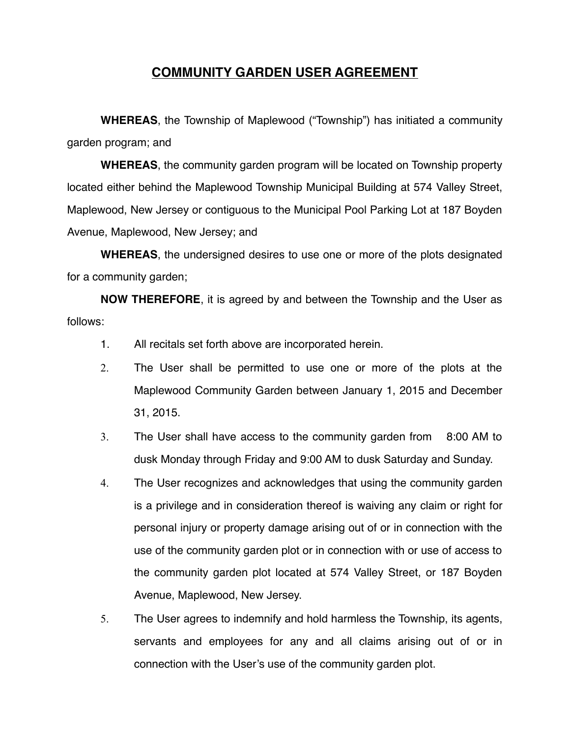# COMMUNITY GARDEN USER AGREEMENT

**WHEREAS**, the Township of Maplewood ("Township") has initiated a community garden program; and

**WHEREAS**, the community garden program will be located on Township property located either behind the Maplewood Township Municipal Building at 574 Valley Street, Maplewood, New Jersey or contiguous to the Municipal Pool Parking Lot at 187 Boyden Avenue, Maplewood, New Jersey; and

**WHEREAS**, the undersigned desires to use one or more of the plots designated for a community garden;

**NOW THEREFORE**, it is agreed by and between the Township and the User as follows:

1. All recitals set forth above are incorporated herein.
2. The User shall be permitted to use one or more of the plots at the Maplewood Community Garden between January 1, 2015 and December 31, 2015.
3. The User shall have access to the community garden from 8:00 AM to dusk Monday through Friday and 9:00 AM to dusk Saturday and Sunday.
4. The User recognizes and acknowledges that using the community garden is a privilege and in consideration thereof is waiving any claim or right for personal injury or property damage arising out of or in connection with the use of the community garden plot or in connection with or use of access to the community garden plot located at 574 Valley Street, or 187 Boyden Avenue, Maplewood, New Jersey.
5. The User agrees to indemnify and hold harmless the Township, its agents, servants and employees for any and all claims arising out of or in connection with the User's use of the community garden plot.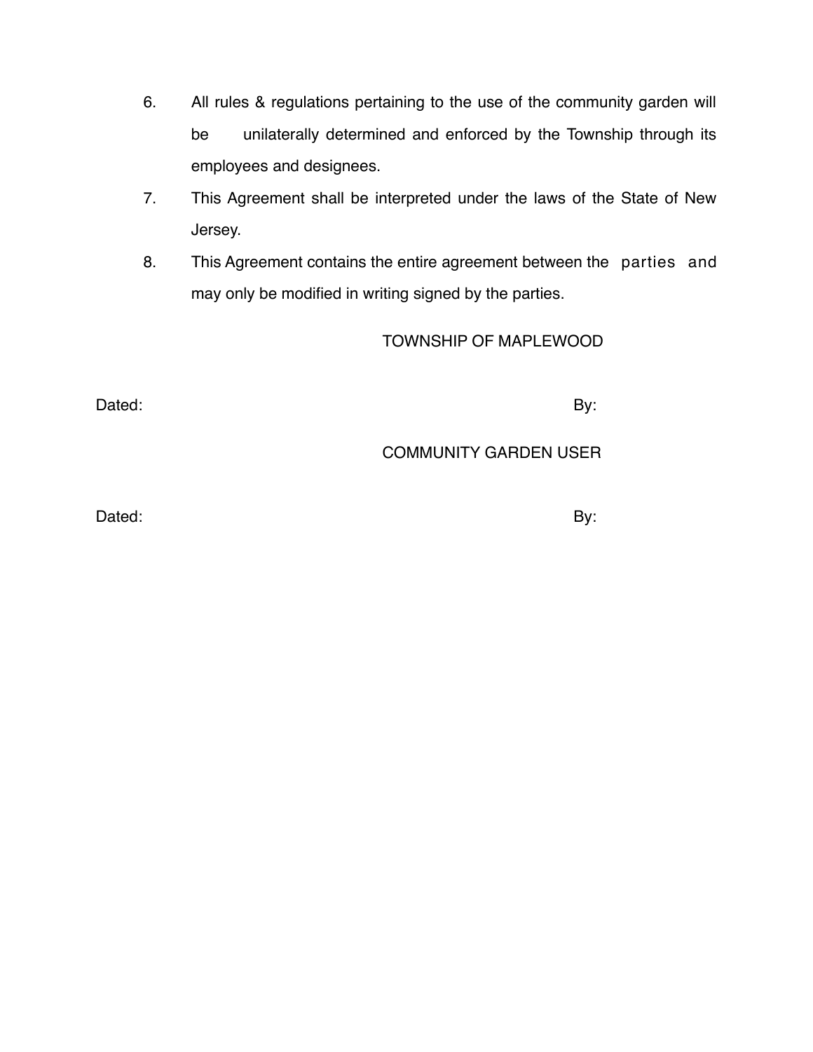6. All rules & regulations pertaining to the use of the community garden will be unilaterally determined and enforced by the Township through its employees and designees.
7. This Agreement shall be interpreted under the laws of the State of New Jersey.
8. This Agreement contains the entire agreement between the parties and may only be modified in writing signed by the parties.

TOWNSHIP OF MAPLEWOOD

Dated: By:

COMMUNITY GARDEN USER

Dated: By: